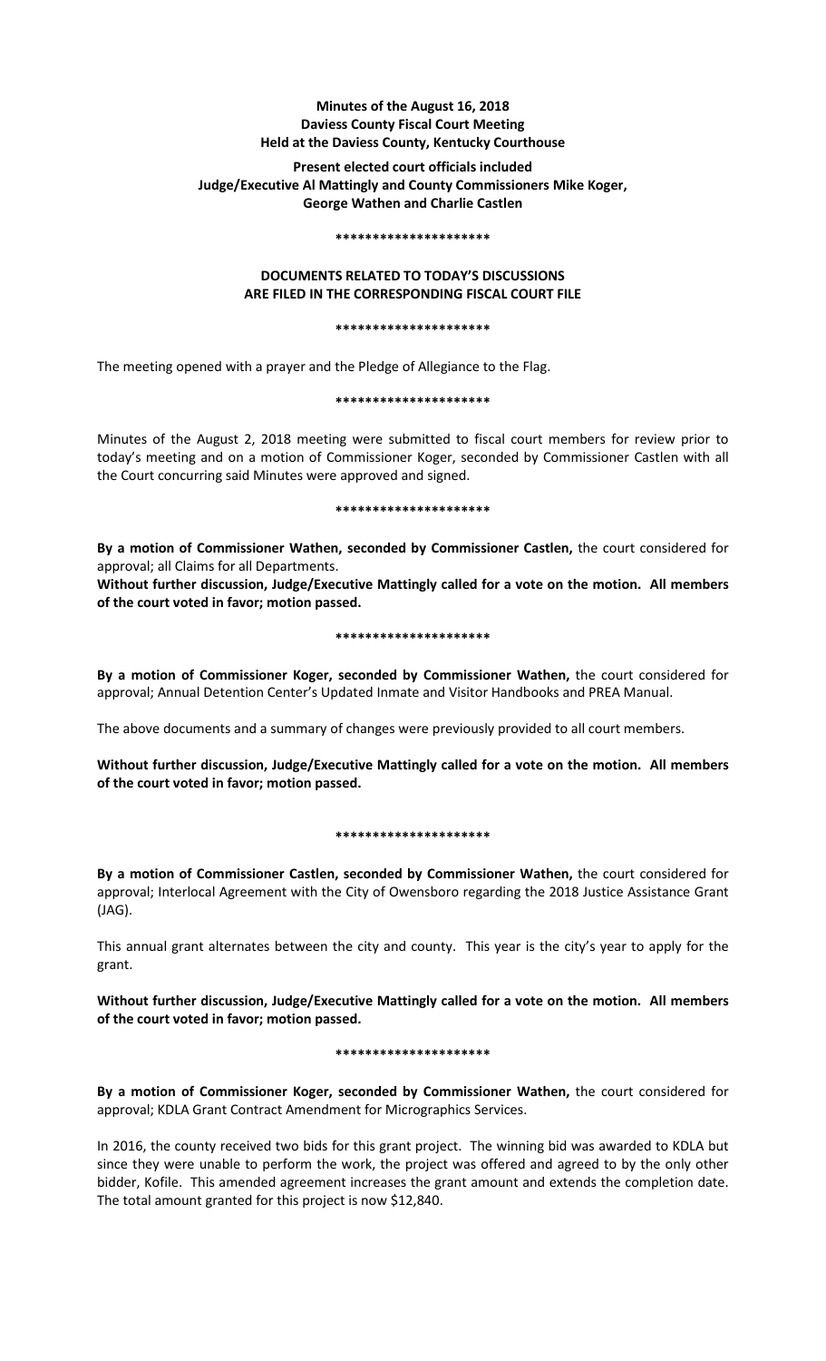**Minutes of the August 16, 2018**
**Daviess County Fiscal Court Meeting**
**Held at the Daviess County, Kentucky Courthouse**

**Present elected court officials included**
**Judge/Executive Al Mattingly and County Commissioners Mike Koger,**
**George Wathen and Charlie Castlen**

**\*\*\*\*\*\*\*\*\*\*\*\*\*\*\*\*\*\*\*\*\***

**DOCUMENTS RELATED TO TODAY'S DISCUSSIONS**
**ARE FILED IN THE CORRESPONDING FISCAL COURT FILE**

**\*\*\*\*\*\*\*\*\*\*\*\*\*\*\*\*\*\*\*\*\***

The meeting opened with a prayer and the Pledge of Allegiance to the Flag.

**\*\*\*\*\*\*\*\*\*\*\*\*\*\*\*\*\*\*\*\*\***

Minutes of the August 2, 2018 meeting were submitted to fiscal court members for review prior to today's meeting and on a motion of Commissioner Koger, seconded by Commissioner Castlen with all the Court concurring said Minutes were approved and signed.

**\*\*\*\*\*\*\*\*\*\*\*\*\*\*\*\*\*\*\*\*\***

**By a motion of Commissioner Wathen, seconded by Commissioner Castlen,** the court considered for approval; all Claims for all Departments.

**Without further discussion, Judge/Executive Mattingly called for a vote on the motion. All members of the court voted in favor; motion passed.**

**\*\*\*\*\*\*\*\*\*\*\*\*\*\*\*\*\*\*\*\*\***

**By a motion of Commissioner Koger, seconded by Commissioner Wathen,** the court considered for approval; Annual Detention Center's Updated Inmate and Visitor Handbooks and PREA Manual.

The above documents and a summary of changes were previously provided to all court members.

**Without further discussion, Judge/Executive Mattingly called for a vote on the motion. All members of the court voted in favor; motion passed.**

**\*\*\*\*\*\*\*\*\*\*\*\*\*\*\*\*\*\*\*\*\***

**By a motion of Commissioner Castlen, seconded by Commissioner Wathen,** the court considered for approval; Interlocal Agreement with the City of Owensboro regarding the 2018 Justice Assistance Grant (JAG).

This annual grant alternates between the city and county. This year is the city's year to apply for the grant.

**Without further discussion, Judge/Executive Mattingly called for a vote on the motion. All members of the court voted in favor; motion passed.**

**\*\*\*\*\*\*\*\*\*\*\*\*\*\*\*\*\*\*\*\*\***

**By a motion of Commissioner Koger, seconded by Commissioner Wathen,** the court considered for approval; KDLA Grant Contract Amendment for Micrographics Services.

In 2016, the county received two bids for this grant project. The winning bid was awarded to KDLA but since they were unable to perform the work, the project was offered and agreed to by the only other bidder, Kofile. This amended agreement increases the grant amount and extends the completion date. The total amount granted for this project is now $12,840.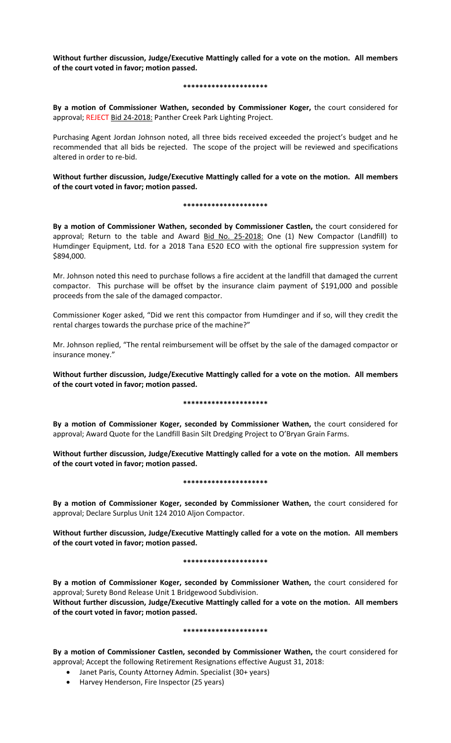**Without further discussion, Judge/Executive Mattingly called for a vote on the motion. All members of the court voted in favor; motion passed.**

**********************

**By a motion of Commissioner Wathen, seconded by Commissioner Koger,** the court considered for approval; REJECT Bid 24-2018: Panther Creek Park Lighting Project.

Purchasing Agent Jordan Johnson noted, all three bids received exceeded the project's budget and he recommended that all bids be rejected. The scope of the project will be reviewed and specifications altered in order to re-bid.

**Without further discussion, Judge/Executive Mattingly called for a vote on the motion. All members of the court voted in favor; motion passed.**

**********************

**By a motion of Commissioner Wathen, seconded by Commissioner Castlen,** the court considered for approval; Return to the table and Award Bid No. 25-2018: One (1) New Compactor (Landfill) to Humdinger Equipment, Ltd. for a 2018 Tana E520 ECO with the optional fire suppression system for $894,000.

Mr. Johnson noted this need to purchase follows a fire accident at the landfill that damaged the current compactor. This purchase will be offset by the insurance claim payment of $191,000 and possible proceeds from the sale of the damaged compactor.

Commissioner Koger asked, "Did we rent this compactor from Humdinger and if so, will they credit the rental charges towards the purchase price of the machine?"

Mr. Johnson replied, "The rental reimbursement will be offset by the sale of the damaged compactor or insurance money."

**Without further discussion, Judge/Executive Mattingly called for a vote on the motion. All members of the court voted in favor; motion passed.**

**********************

**By a motion of Commissioner Koger, seconded by Commissioner Wathen,** the court considered for approval; Award Quote for the Landfill Basin Silt Dredging Project to O'Bryan Grain Farms.

**Without further discussion, Judge/Executive Mattingly called for a vote on the motion. All members of the court voted in favor; motion passed.**

**********************

**By a motion of Commissioner Koger, seconded by Commissioner Wathen,** the court considered for approval; Declare Surplus Unit 124 2010 Aljon Compactor.

**Without further discussion, Judge/Executive Mattingly called for a vote on the motion. All members of the court voted in favor; motion passed.**

**********************

**By a motion of Commissioner Koger, seconded by Commissioner Wathen,** the court considered for approval; Surety Bond Release Unit 1 Bridgewood Subdivision.

**Without further discussion, Judge/Executive Mattingly called for a vote on the motion. All members of the court voted in favor; motion passed.**

**********************

**By a motion of Commissioner Castlen, seconded by Commissioner Wathen,** the court considered for approval; Accept the following Retirement Resignations effective August 31, 2018:

- Janet Paris, County Attorney Admin. Specialist (30+ years)
- Harvey Henderson, Fire Inspector (25 years)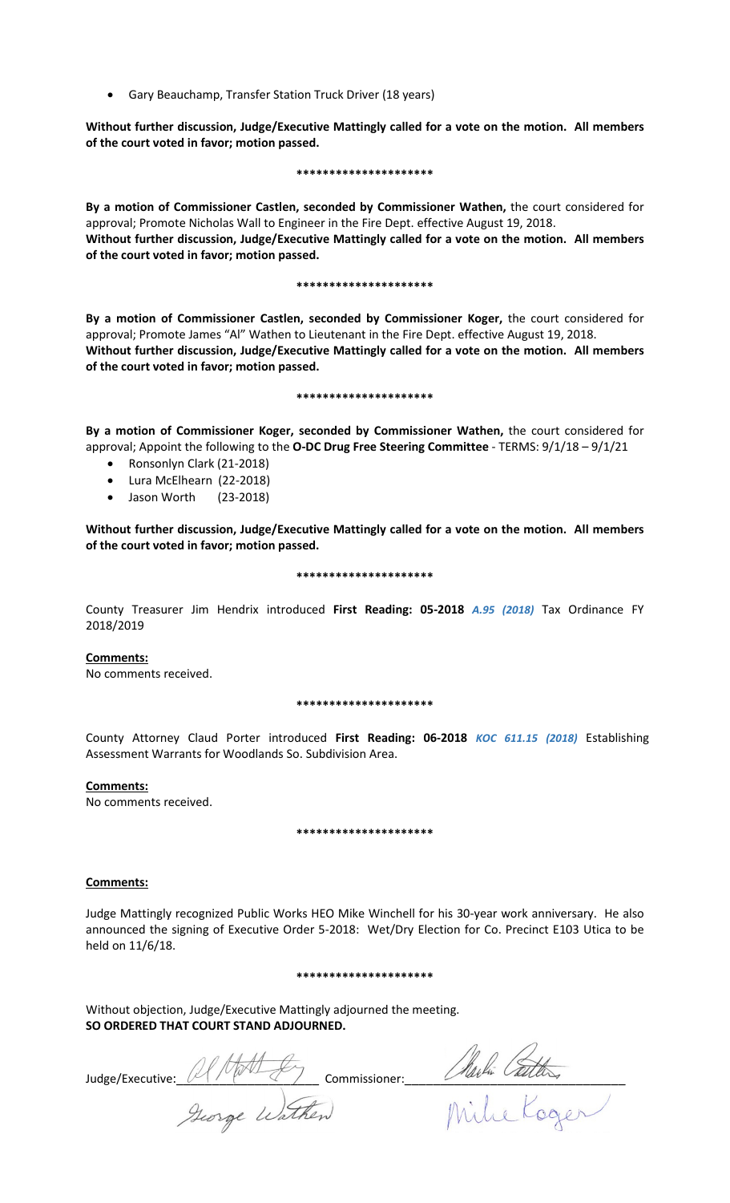- Gary Beauchamp, Transfer Station Truck Driver (18 years)

**Without further discussion, Judge/Executive Mattingly called for a vote on the motion. All members of the court voted in favor; motion passed.**

**\*\*\*\*\*\*\*\*\*\*\*\*\*\*\*\*\*\*\*\*\***

**By a motion of Commissioner Castlen, seconded by Commissioner Wathen,** the court considered for approval; Promote Nicholas Wall to Engineer in the Fire Dept. effective August 19, 2018.
**Without further discussion, Judge/Executive Mattingly called for a vote on the motion. All members of the court voted in favor; motion passed.**

**\*\*\*\*\*\*\*\*\*\*\*\*\*\*\*\*\*\*\*\*\***

**By a motion of Commissioner Castlen, seconded by Commissioner Koger,** the court considered for approval; Promote James "Al" Wathen to Lieutenant in the Fire Dept. effective August 19, 2018.
**Without further discussion, Judge/Executive Mattingly called for a vote on the motion. All members of the court voted in favor; motion passed.**

**\*\*\*\*\*\*\*\*\*\*\*\*\*\*\*\*\*\*\*\*\***

**By a motion of Commissioner Koger, seconded by Commissioner Wathen,** the court considered for approval; Appoint the following to the **O-DC Drug Free Steering Committee** - TERMS: 9/1/18 – 9/1/21

- Ronsonlyn Clark (21-2018)
- Lura McElhearn (22-2018)
- Jason Worth (23-2018)

**Without further discussion, Judge/Executive Mattingly called for a vote on the motion. All members of the court voted in favor; motion passed.**

**\*\*\*\*\*\*\*\*\*\*\*\*\*\*\*\*\*\*\*\*\***

County Treasurer Jim Hendrix introduced **First Reading: 05-2018** ***A.95 (2018)*** Tax Ordinance FY 2018/2019

**Comments:**
No comments received.

**\*\*\*\*\*\*\*\*\*\*\*\*\*\*\*\*\*\*\*\*\***

County Attorney Claud Porter introduced **First Reading: 06-2018** ***KOC 611.15 (2018)*** Establishing Assessment Warrants for Woodlands So. Subdivision Area.

**Comments:**
No comments received.

**\*\*\*\*\*\*\*\*\*\*\*\*\*\*\*\*\*\*\*\*\***

**Comments:**

Judge Mattingly recognized Public Works HEO Mike Winchell for his 30-year work anniversary. He also announced the signing of Executive Order 5-2018: Wet/Dry Election for Co. Precinct E103 Utica to be held on 11/6/18.

**\*\*\*\*\*\*\*\*\*\*\*\*\*\*\*\*\*\*\*\*\***

Without objection, Judge/Executive Mattingly adjourned the meeting.
**SO ORDERED THAT COURT STAND ADJOURNED.**

Judge/Executive: ______________________ Commissioner: ______________________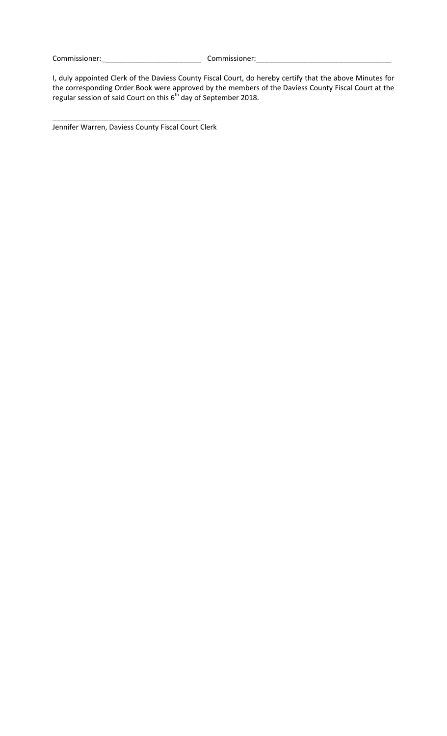Commissioner:_________________________ Commissioner:_________________________________

I, duly appointed Clerk of the Daviess County Fiscal Court, do hereby certify that the above Minutes for the corresponding Order Book were approved by the members of the Daviess County Fiscal Court at the regular session of said Court on this 6th day of September 2018.

_____________________________________

Jennifer Warren, Daviess County Fiscal Court Clerk